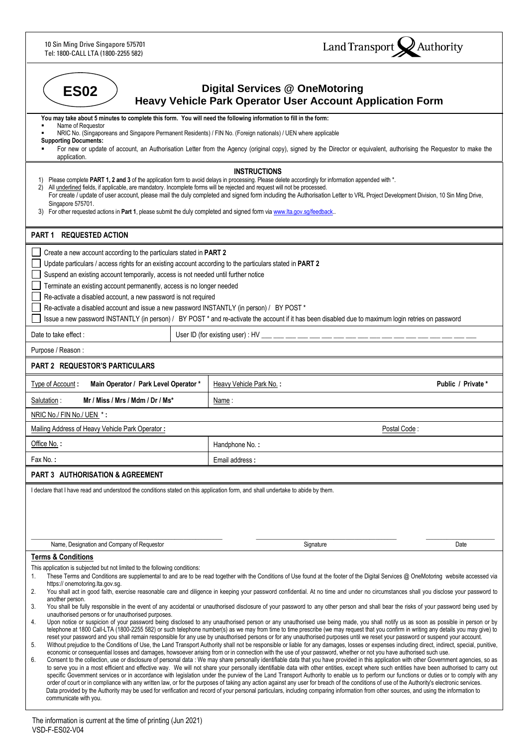10 Sin Ming Drive Singapore 575701
Tel: 1800-CALL LTA (1800-2255 582)

Land Transport Authority

**ES02**

# Digital Services @ OneMotoring
# Heavy Vehicle Park Operator User Account Application Form

**You may take about 5 minutes to complete this form. You will need the following information to fill in the form:**

- Name of Requestor
- NRIC No. (Singaporeans and Singapore Permanent Residents) / FIN No. (Foreign nationals) / UEN where applicable

**Supporting Documents:**

- For new or update of account, an Authorisation Letter from the Agency (original copy), signed by the Director or equivalent, authorising the Requestor to make the application.

## INSTRUCTIONS

1) Please complete **PART 1, 2 and 3** of the application form to avoid delays in processing. Please delete accordingly for information appended with *.
2) All underlined fields, if applicable, are mandatory. Incomplete forms will be rejected and request will not be processed.
   For create / update of user account, please mail the duly completed and signed form including the Authorisation Letter to VRL Project Development Division, 10 Sin Ming Drive, Singapore 575701.
3) For other requested actions in **Part 1**, please submit the duly completed and signed form via www.lta.gov.sg/feedback..

## PART 1 REQUESTED ACTION

- ☐ Create a new account according to the particulars stated in **PART 2**
- ☐ Update particulars / access rights for an existing account according to the particulars stated in **PART 2**
- ☐ Suspend an existing account temporarily, access is not needed until further notice
- ☐ Terminate an existing account permanently, access is no longer needed
- ☐ Re-activate a disabled account, a new password is not required
- ☐ Re-activate a disabled account and issue a new password INSTANTLY (in person) / BY POST *
- ☐ Issue a new password INSTANTLY (in person) / BY POST * and re-activate the account if it has been disabled due to maximum login retries on password

| Date to take effect : | User ID (for existing user) : HV ___ ___ ___ ___ ___ ___ ___ ___ ___ ___ ___ ___ ___ ___ ___ ___ ___ ___ ___ ___ |
|---|---|
| Purpose / Reason : | |

## PART 2 REQUESTOR'S PARTICULARS

| Type of Account : Main Operator / Park Level Operator * | Heavy Vehicle Park No. : Public / Private * |
|---|---|
| Salutation : Mr / Miss / Mrs / Mdm / Dr / Ms* | Name : |
| NRIC No./ FIN No./ UEN * : | |
| Mailing Address of Heavy Vehicle Park Operator : | Postal Code : |
| Office No. : | Handphone No. : |
| Fax No. : | Email address : |

## PART 3 AUTHORISATION & AGREEMENT

I declare that I have read and understood the conditions stated on this application form, and shall undertake to abide by them.

| Name, Designation and Company of Requestor | Signature | Date |
|---|---|---|

## Terms & Conditions

This application is subjected but not limited to the following conditions:

1. These Terms and Conditions are supplemental to and are to be read together with the Conditions of Use found at the footer of the Digital Services @ OneMotoring website accessed via https:// onemotoring.lta.gov.sg.
2. You shall act in good faith, exercise reasonable care and diligence in keeping your password confidential. At no time and under no circumstances shall you disclose your password to another person.
3. You shall be fully responsible in the event of any accidental or unauthorised disclosure of your password to any other person and shall bear the risks of your password being used by unauthorised persons or for unauthorised purposes.
4. Upon notice or suspicion of your password being disclosed to any unauthorised person or any unauthorised use being made, you shall notify us as soon as possible in person or by telephone at 1800 Call-LTA (1800-2255 582) or such telephone number(s) as we may from time to time prescribe (we may request that you confirm in writing any details you may give) to reset your password and you shall remain responsible for any use by unauthorised persons or for any unauthorised purposes until we reset your password or suspend your account.
5. Without prejudice to the Conditions of Use, the Land Transport Authority shall not be responsible or liable for any damages, losses or expenses including direct, indirect, special, punitive, economic or consequential losses and damages, howsoever arising from or in connection with the use of your password, whether or not you have authorised such use.
6. Consent to the collection, use or disclosure of personal data : We may share personally identifiable data that you have provided in this application with other Government agencies, so as to serve you in a most efficient and effective way. We will not share your personally identifiable data with other entities, except where such entities have been authorised to carry out specific Government services or in accordance with legislation under the purview of the Land Transport Authority to enable us to perform our functions or duties or to comply with any order of court or in compliance with any written law, or for the purposes of taking any action against any user for breach of the conditions of use of the Authority's electronic services.
   Data provided by the Authority may be used for verification and record of your personal particulars, including comparing information from other sources, and using the information to communicate with you.

The information is current at the time of printing (Jun 2021)
VSD-F-ES02-V04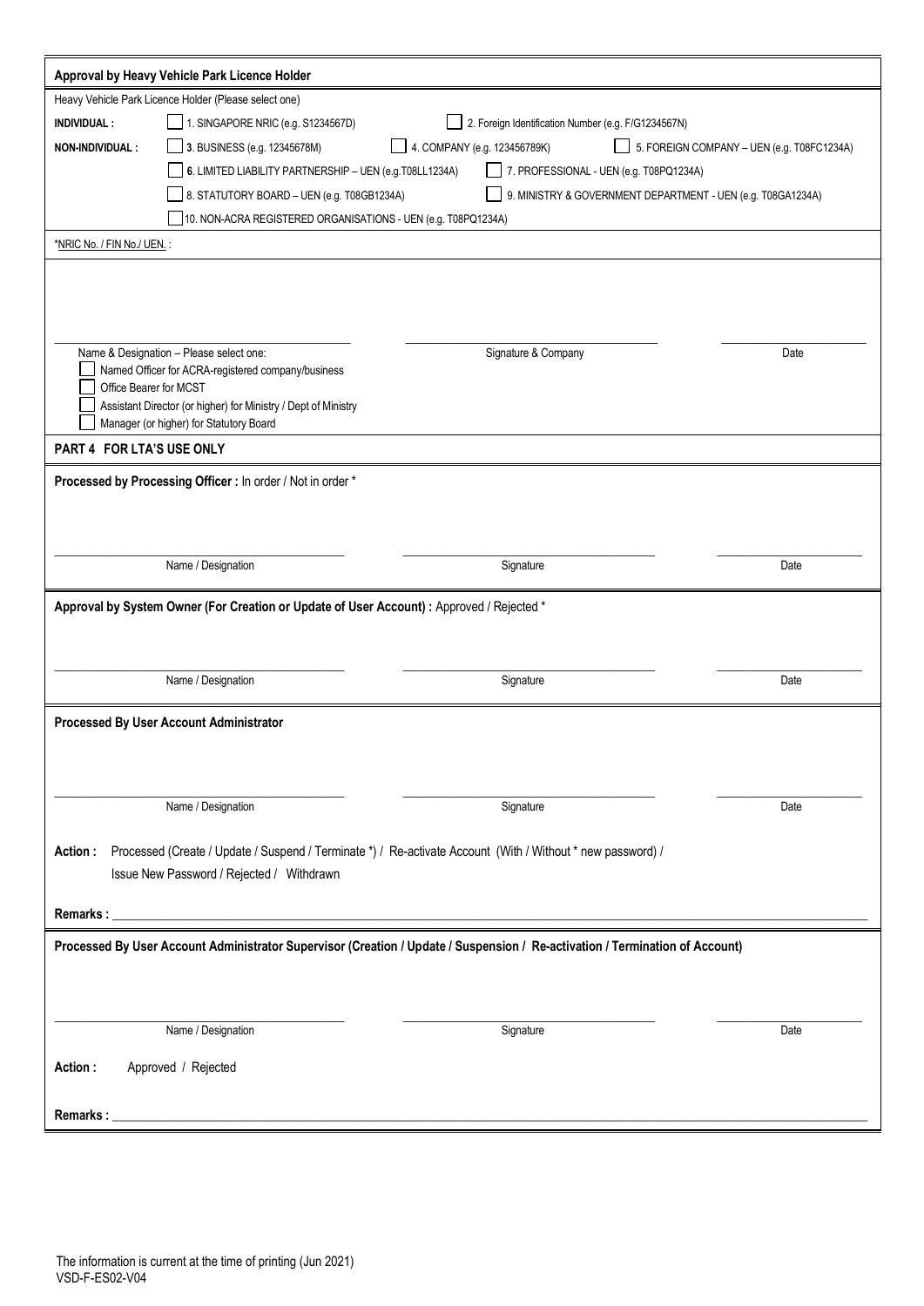**Approval by Heavy Vehicle Park Licence Holder**

Heavy Vehicle Park Licence Holder (Please select one)

**INDIVIDUAL :** ☐ 1. SINGAPORE NRIC (e.g. S1234567D) ☐ 2. Foreign Identification Number (e.g. F/G1234567N)

**NON-INDIVIDUAL :** ☐ 3. BUSINESS (e.g. 12345678M) ☐ 4. COMPANY (e.g. 123456789K) ☐ 5. FOREIGN COMPANY – UEN (e.g. T08FC1234A)

☐ 6. LIMITED LIABILITY PARTNERSHIP – UEN (e.g.T08LL1234A) ☐ 7. PROFESSIONAL - UEN (e.g. T08PQ1234A)

☐ 8. STATUTORY BOARD – UEN (e.g. T08GB1234A) ☐ 9. MINISTRY & GOVERNMENT DEPARTMENT - UEN (e.g. T08GA1234A)

☐ 10. NON-ACRA REGISTERED ORGANISATIONS - UEN (e.g. T08PQ1234A)

*NRIC No. / FIN No./ UEN. :

| | | |
|---|---|---|
| Name & Designation – Please select one: | Signature & Company | Date |

☐ Named Officer for ACRA-registered company/business
☐ Office Bearer for MCST
☐ Assistant Director (or higher) for Ministry / Dept of Ministry
☐ Manager (or higher) for Statutory Board

## PART 4 FOR LTA'S USE ONLY

**Processed by Processing Officer :** In order / Not in order *

| | | |
|---|---|---|
| Name / Designation | Signature | Date |

**Approval by System Owner (For Creation or Update of User Account) :** Approved / Rejected *

| | | |
|---|---|---|
| Name / Designation | Signature | Date |

**Processed By User Account Administrator**

| | | |
|---|---|---|
| Name / Designation | Signature | Date |

**Action :** Processed (Create / Update / Suspend / Terminate *) / Re-activate Account (With / Without * new password) / Issue New Password / Rejected / Withdrawn

**Remarks :** ______________________________

**Processed By User Account Administrator Supervisor (Creation / Update / Suspension / Re-activation / Termination of Account)**

| | | |
|---|---|---|
| Name / Designation | Signature | Date |

**Action :** Approved / Rejected

**Remarks :** ______________________________

The information is current at the time of printing (Jun 2021)
VSD-F-ES02-V04